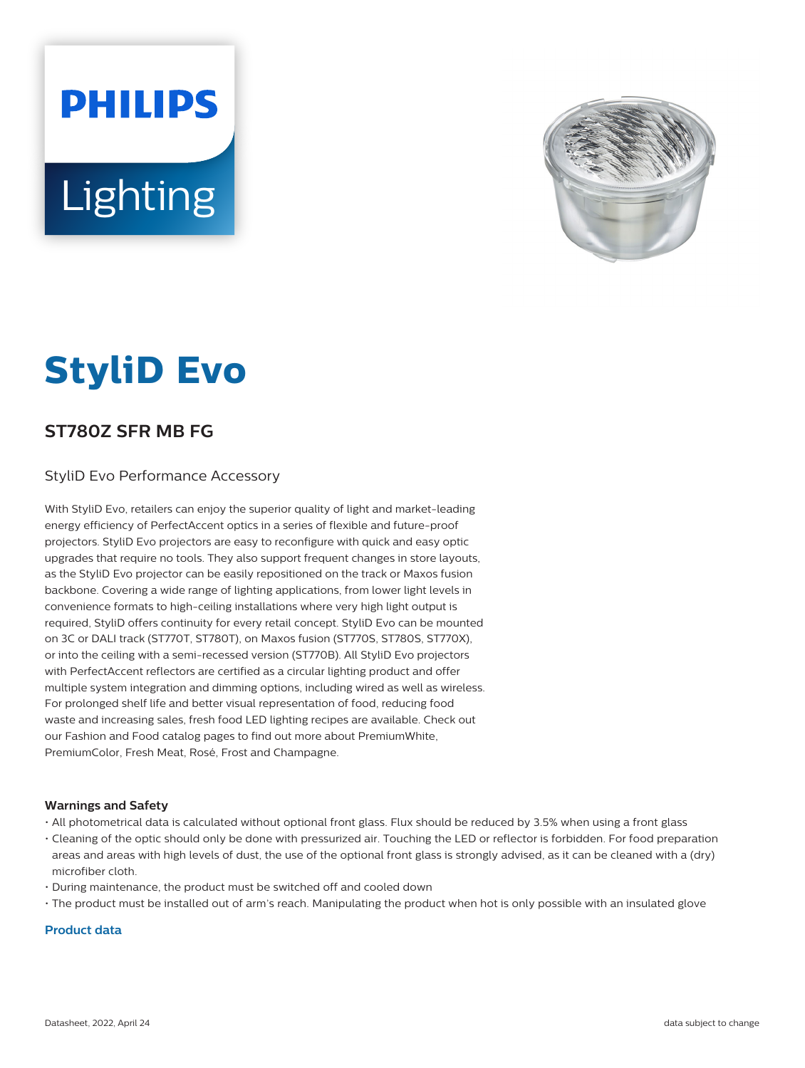PHILIPS

Lighting

# StyliD Evo

## ST780Z SFR MB FG

StyliD Evo Performance Accessory

With StyliD Evo, retailers can enjoy the superior quality of light and market-leading energy efficiency of PerfectAccent optics in a series of flexible and future-proof projectors. StyliD Evo projectors are easy to reconfigure with quick and easy optic upgrades that require no tools. They also support frequent changes in store layouts, as the StyliD Evo projector can be easily repositioned on the track or Maxos fusion backbone. Covering a wide range of lighting applications, from lower light levels in convenience formats to high-ceiling installations where very high light output is required, StyliD offers continuity for every retail concept. StyliD Evo can be mounted on 3C or DALI track (ST770T, ST780T), on Maxos fusion (ST770S, ST780S, ST770X), or into the ceiling with a semi-recessed version (ST770B). All StyliD Evo projectors with PerfectAccent reflectors are certified as a circular lighting product and offer multiple system integration and dimming options, including wired as well as wireless. For prolonged shelf life and better visual representation of food, reducing food waste and increasing sales, fresh food LED lighting recipes are available. Check out our Fashion and Food catalog pages to find out more about PremiumWhite, PremiumColor, Fresh Meat, Rosé, Frost and Champagne.

### Warnings and Safety

- All photometrical data is calculated without optional front glass. Flux should be reduced by 3.5% when using a front glass
- Cleaning of the optic should only be done with pressurized air. Touching the LED or reflector is forbidden. For food preparation areas and areas with high levels of dust, the use of the optional front glass is strongly advised, as it can be cleaned with a (dry) microfiber cloth.
- During maintenance, the product must be switched off and cooled down
- The product must be installed out of arm's reach. Manipulating the product when hot is only possible with an insulated glove

### Product data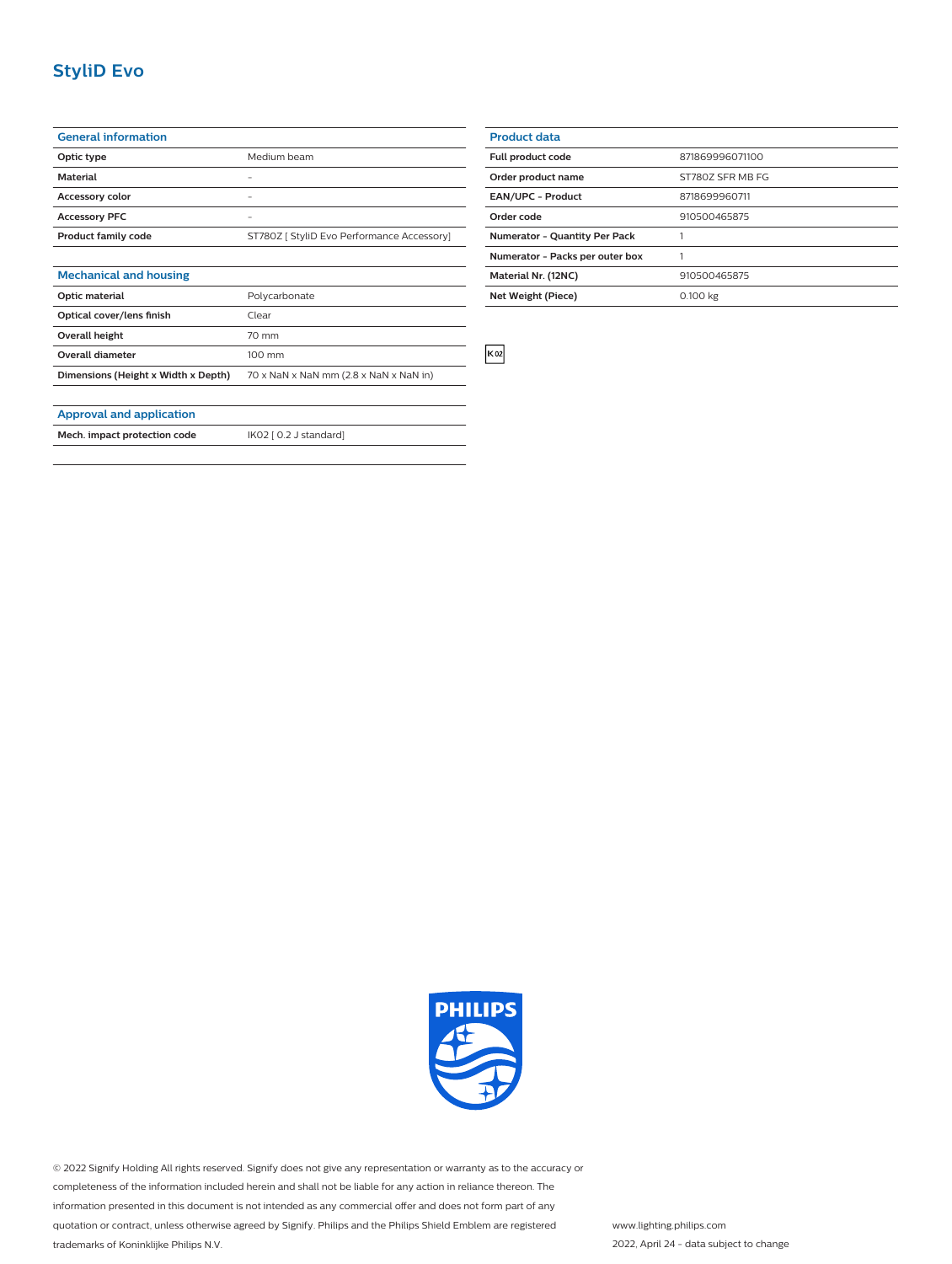# StyliD Evo

## General information

| | |
|---|---|
| Optic type | Medium beam |
| Material | - |
| Accessory color | - |
| Accessory PFC | - |
| Product family code | ST780Z [ StyliD Evo Performance Accessory] |

## Mechanical and housing

| | |
|---|---|
| Optic material | Polycarbonate |
| Optical cover/lens finish | Clear |
| Overall height | 70 mm |
| Overall diameter | 100 mm |
| Dimensions (Height x Width x Depth) | 70 x NaN x NaN mm (2.8 x NaN x NaN in) |

## Approval and application

| | |
|---|---|
| Mech. impact protection code | IK02 [ 0.2 J standard] |

## Product data

| | |
|---|---|
| Full product code | 871869996071100 |
| Order product name | ST780Z SFR MB FG |
| EAN/UPC - Product | 8718699960711 |
| Order code | 910500465875 |
| Numerator - Quantity Per Pack | 1 |
| Numerator - Packs per outer box | 1 |
| Material Nr. (12NC) | 910500465875 |
| Net Weight (Piece) | 0.100 kg |

IK 02

© 2022 Signify Holding All rights reserved. Signify does not give any representation or warranty as to the accuracy or completeness of the information included herein and shall not be liable for any action in reliance thereon. The information presented in this document is not intended as any commercial offer and does not form part of any quotation or contract, unless otherwise agreed by Signify. Philips and the Philips Shield Emblem are registered trademarks of Koninklijke Philips N.V.

www.lighting.philips.com

2022, April 24 - data subject to change